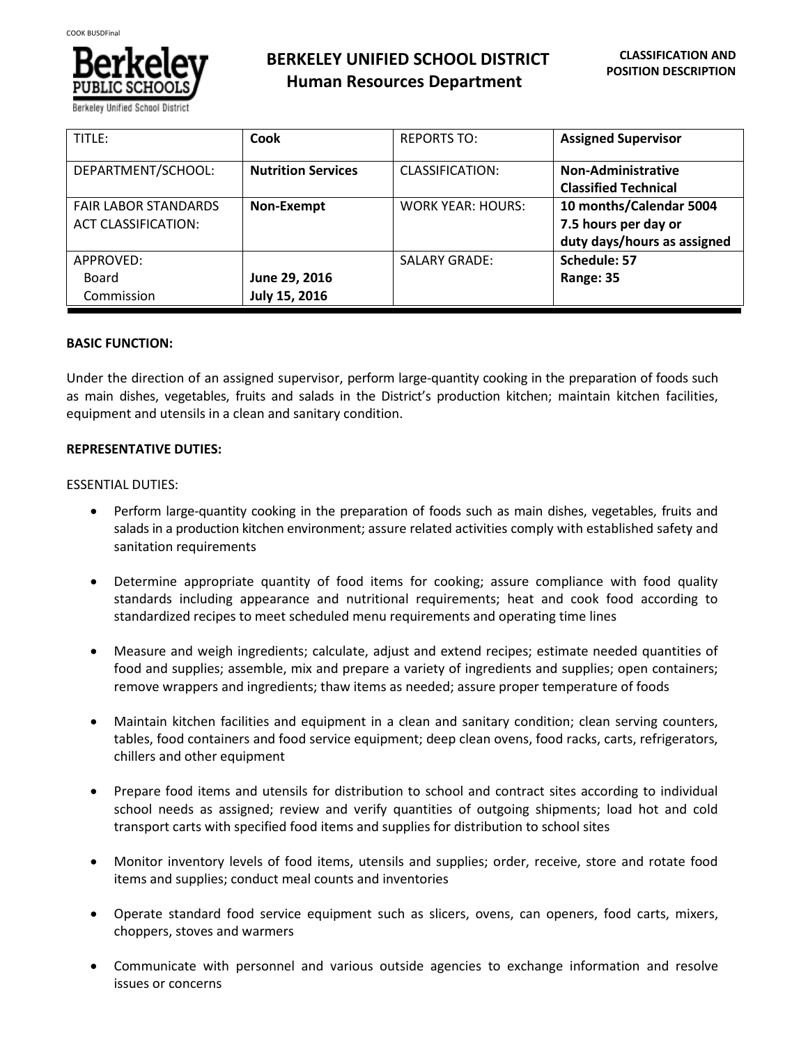# BERKELEY UNIFIED SCHOOL DISTRICT
## Human Resources Department

**CLASSIFICATION AND POSITION DESCRIPTION**

| TITLE: | **Cook** | REPORTS TO: | **Assigned Supervisor** |
|---|---|---|---|
| DEPARTMENT/SCHOOL: | **Nutrition Services** | CLASSIFICATION: | **Non-Administrative Classified Technical** |
| FAIR LABOR STANDARDS ACT CLASSIFICATION: | **Non-Exempt** | WORK YEAR: HOURS: | **10 months/Calendar 5004 7.5 hours per day or duty days/hours as assigned** |
| APPROVED: Board Commission | **June 29, 2016 July 15, 2016** | SALARY GRADE: | **Schedule: 57 Range: 35** |

**BASIC FUNCTION:**

Under the direction of an assigned supervisor, perform large-quantity cooking in the preparation of foods such as main dishes, vegetables, fruits and salads in the District's production kitchen; maintain kitchen facilities, equipment and utensils in a clean and sanitary condition.

**REPRESENTATIVE DUTIES:**

ESSENTIAL DUTIES:

- Perform large-quantity cooking in the preparation of foods such as main dishes, vegetables, fruits and salads in a production kitchen environment; assure related activities comply with established safety and sanitation requirements
- Determine appropriate quantity of food items for cooking; assure compliance with food quality standards including appearance and nutritional requirements; heat and cook food according to standardized recipes to meet scheduled menu requirements and operating time lines
- Measure and weigh ingredients; calculate, adjust and extend recipes; estimate needed quantities of food and supplies; assemble, mix and prepare a variety of ingredients and supplies; open containers; remove wrappers and ingredients; thaw items as needed; assure proper temperature of foods
- Maintain kitchen facilities and equipment in a clean and sanitary condition; clean serving counters, tables, food containers and food service equipment; deep clean ovens, food racks, carts, refrigerators, chillers and other equipment
- Prepare food items and utensils for distribution to school and contract sites according to individual school needs as assigned; review and verify quantities of outgoing shipments; load hot and cold transport carts with specified food items and supplies for distribution to school sites
- Monitor inventory levels of food items, utensils and supplies; order, receive, store and rotate food items and supplies; conduct meal counts and inventories
- Operate standard food service equipment such as slicers, ovens, can openers, food carts, mixers, choppers, stoves and warmers
- Communicate with personnel and various outside agencies to exchange information and resolve issues or concerns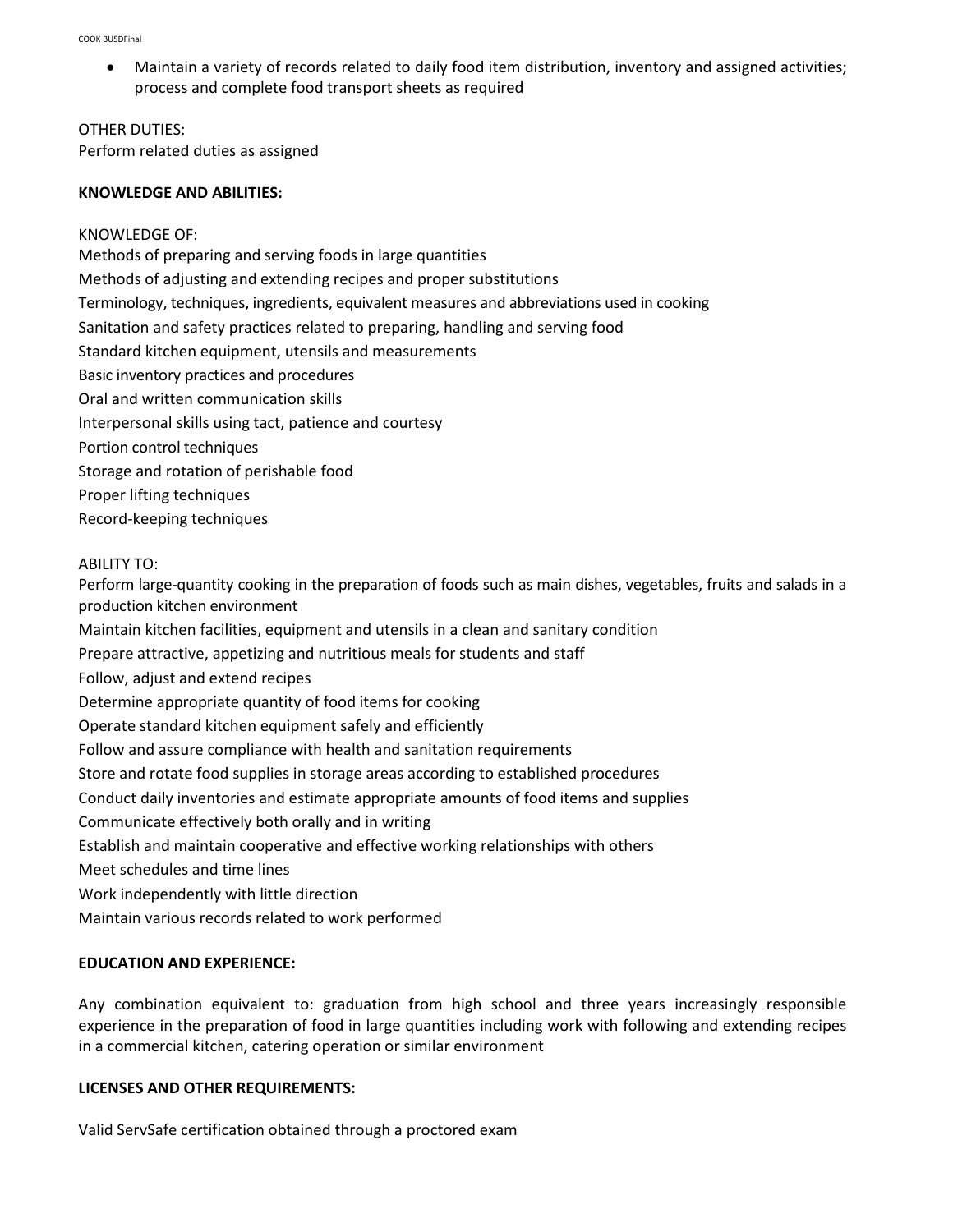- Maintain a variety of records related to daily food item distribution, inventory and assigned activities; process and complete food transport sheets as required

OTHER DUTIES:
Perform related duties as assigned

**KNOWLEDGE AND ABILITIES:**

KNOWLEDGE OF:
Methods of preparing and serving foods in large quantities
Methods of adjusting and extending recipes and proper substitutions
Terminology, techniques, ingredients, equivalent measures and abbreviations used in cooking
Sanitation and safety practices related to preparing, handling and serving food
Standard kitchen equipment, utensils and measurements
Basic inventory practices and procedures
Oral and written communication skills
Interpersonal skills using tact, patience and courtesy
Portion control techniques
Storage and rotation of perishable food
Proper lifting techniques
Record-keeping techniques

ABILITY TO:
Perform large-quantity cooking in the preparation of foods such as main dishes, vegetables, fruits and salads in a production kitchen environment
Maintain kitchen facilities, equipment and utensils in a clean and sanitary condition
Prepare attractive, appetizing and nutritious meals for students and staff
Follow, adjust and extend recipes
Determine appropriate quantity of food items for cooking
Operate standard kitchen equipment safely and efficiently
Follow and assure compliance with health and sanitation requirements
Store and rotate food supplies in storage areas according to established procedures
Conduct daily inventories and estimate appropriate amounts of food items and supplies
Communicate effectively both orally and in writing
Establish and maintain cooperative and effective working relationships with others
Meet schedules and time lines
Work independently with little direction
Maintain various records related to work performed

**EDUCATION AND EXPERIENCE:**

Any combination equivalent to: graduation from high school and three years increasingly responsible experience in the preparation of food in large quantities including work with following and extending recipes in a commercial kitchen, catering operation or similar environment

**LICENSES AND OTHER REQUIREMENTS:**

Valid ServSafe certification obtained through a proctored exam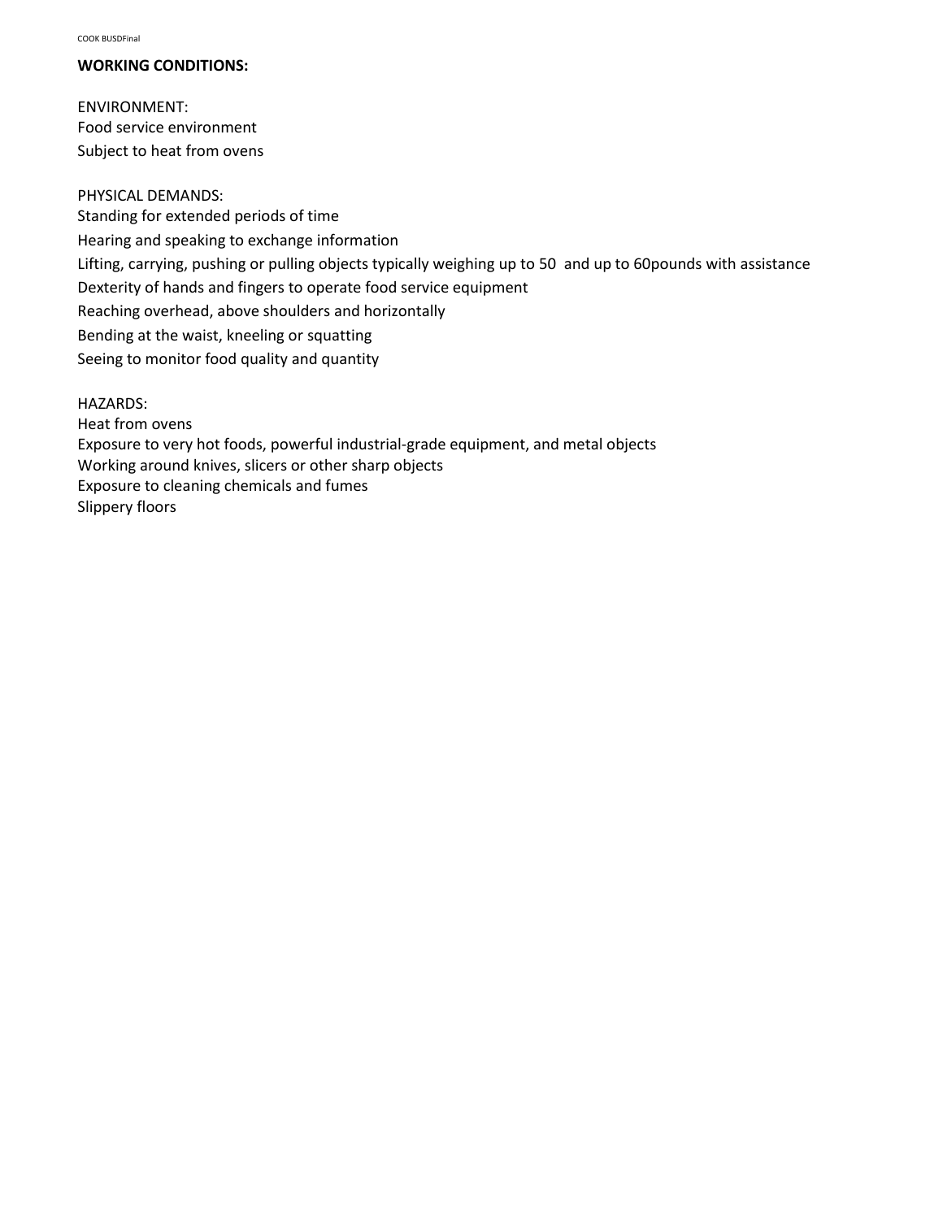**WORKING CONDITIONS:**

ENVIRONMENT:
Food service environment
Subject to heat from ovens

PHYSICAL DEMANDS:
Standing for extended periods of time
Hearing and speaking to exchange information
Lifting, carrying, pushing or pulling objects typically weighing up to 50  and up to 60pounds with assistance
Dexterity of hands and fingers to operate food service equipment
Reaching overhead, above shoulders and horizontally
Bending at the waist, kneeling or squatting
Seeing to monitor food quality and quantity

HAZARDS:
Heat from ovens
Exposure to very hot foods, powerful industrial-grade equipment, and metal objects
Working around knives, slicers or other sharp objects
Exposure to cleaning chemicals and fumes
Slippery floors